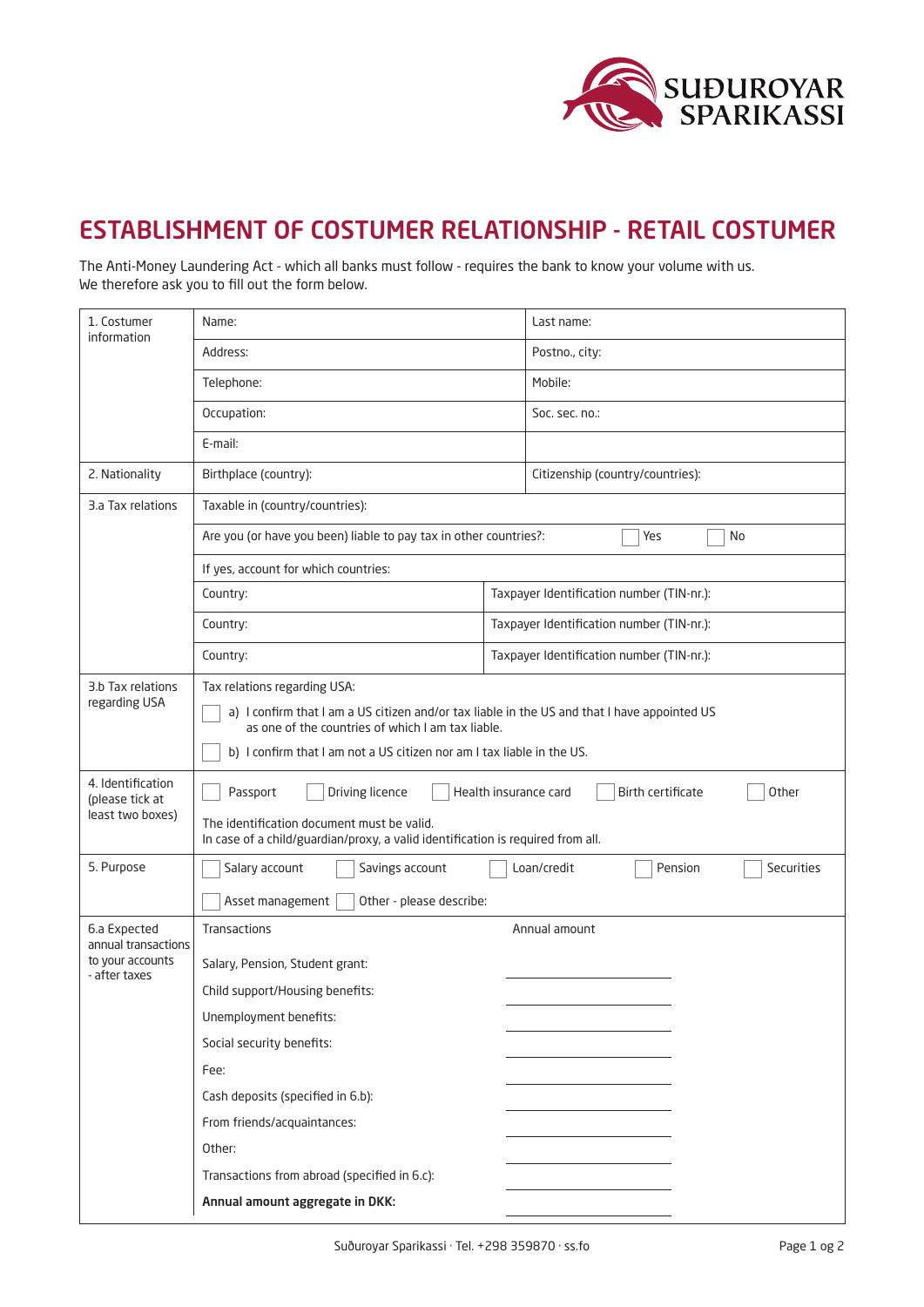# ESTABLISHMENT OF COSTUMER RELATIONSHIP - RETAIL COSTUMER

The Anti-Money Laundering Act - which all banks must follow - requires the bank to know your volume with us.
We therefore ask you to fill out the form below.

| | | |
|---|---|---|
| 1. Costumer information | Name: | Last name: |
| | Address: | Postno., city: |
| | Telephone: | Mobile: |
| | Occupation: | Soc. sec. no.: |
| | E-mail: | |
| 2. Nationality | Birthplace (country): | Citizenship (country/countries): |
| 3.a Tax relations | Taxable in (country/countries): | |
| | Are you (or have you been) liable to pay tax in other countries?: ☐ Yes ☐ No | |
| | If yes, account for which countries: | |
| | Country: | Taxpayer Identification number (TIN-nr.): |
| | Country: | Taxpayer Identification number (TIN-nr.): |
| | Country: | Taxpayer Identification number (TIN-nr.): |
| 3.b Tax relations regarding USA | Tax relations regarding USA:<br>☐ a) I confirm that I am a US citizen and/or tax liable in the US and that I have appointed US as one of the countries of which I am tax liable.<br>☐ b) I confirm that I am not a US citizen nor am I tax liable in the US. | |
| 4. Identification (please tick at least two boxes) | ☐ Passport ☐ Driving licence ☐ Health insurance card ☐ Birth certificate ☐ Other<br>The identification document must be valid.<br>In case of a child/guardian/proxy, a valid identification is required from all. | |
| 5. Purpose | ☐ Salary account ☐ Savings account ☐ Loan/credit ☐ Pension ☐ Securities<br>☐ Asset management ☐ Other - please describe: | |
| 6.a Expected annual transactions to your accounts - after taxes | Transactions | Annual amount |
| | Salary, Pension, Student grant: | |
| | Child support/Housing benefits: | |
| | Unemployment benefits: | |
| | Social security benefits: | |
| | Fee: | |
| | Cash deposits (specified in 6.b): | |
| | From friends/acquaintances: | |
| | Other: | |
| | Transactions from abroad (specified in 6.c): | |
| | **Annual amount aggregate in DKK:** | |

Suðuroyar Sparikassi · Tel. +298 359870 · ss.fo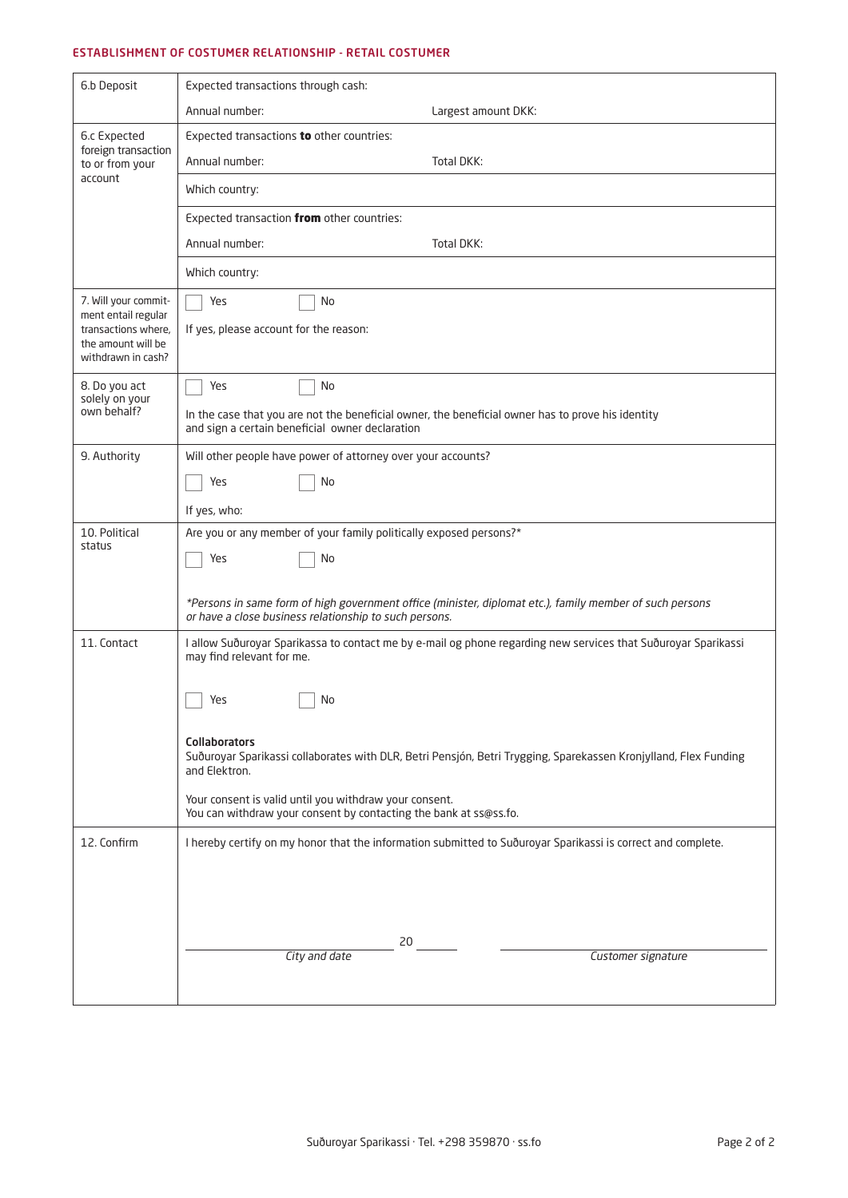**ESTABLISHMENT OF COSTUMER RELATIONSHIP - RETAIL COSTUMER**

| | |
|---|---|
| 6.b Deposit | Expected transactions through cash:<br>Annual number: Largest amount DKK: |
| 6.c Expected foreign transaction to or from your account | Expected transactions **to** other countries:<br>Annual number: Total DKK:<br>Which country:<br>Expected transaction **from** other countries:<br>Annual number: Total DKK:<br>Which country: |
| 7. Will your commitment entail regular transactions where, the amount will be withdrawn in cash? | ☐ Yes ☐ No<br>If yes, please account for the reason: |
| 8. Do you act solely on your own behalf? | ☐ Yes ☐ No<br>In the case that you are not the beneficial owner, the beneficial owner has to prove his identity and sign a certain beneficial owner declaration |
| 9. Authority | Will other people have power of attorney over your accounts?<br>☐ Yes ☐ No<br>If yes, who: |
| 10. Political status | Are you or any member of your family politically exposed persons?*<br>☐ Yes ☐ No<br>*\*Persons in same form of high government office (minister, diplomat etc.), family member of such persons or have a close business relationship to such persons.* |
| 11. Contact | I allow Suðuroyar Sparikassa to contact me by e-mail og phone regarding new services that Suðuroyar Sparikassi may find relevant for me.<br>☐ Yes ☐ No<br>**Collaborators**<br>Suðuroyar Sparikassi collaborates with DLR, Betri Pensjón, Betri Trygging, Sparekassen Kronjylland, Flex Funding and Elektron.<br>Your consent is valid until you withdraw your consent.<br>You can withdraw your consent by contacting the bank at ss@ss.fo. |
| 12. Confirm | I hereby certify on my honor that the information submitted to Suðuroyar Sparikassi is correct and complete.<br>______________________ 20 ____ ______________________<br>*City and date* *Customer signature* |